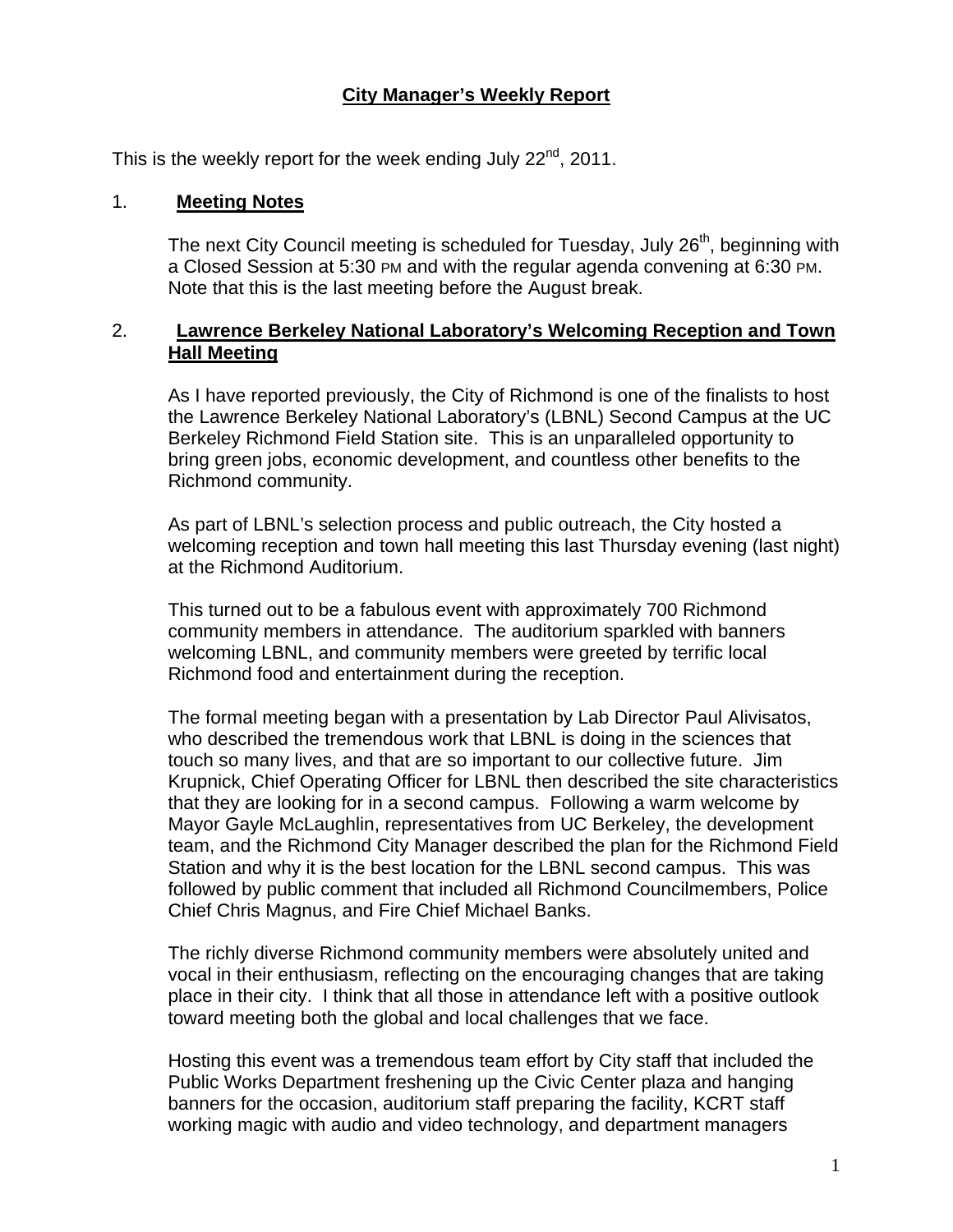**City Manager's Weekly Report**

This is the weekly report for the week ending July 22nd, 2011.

1. **Meeting Notes**

   The next City Council meeting is scheduled for Tuesday, July 26th, beginning with a Closed Session at 5:30 PM and with the regular agenda convening at 6:30 PM. Note that this is the last meeting before the August break.

2. **Lawrence Berkeley National Laboratory's Welcoming Reception and Town Hall Meeting**

   As I have reported previously, the City of Richmond is one of the finalists to host the Lawrence Berkeley National Laboratory's (LBNL) Second Campus at the UC Berkeley Richmond Field Station site. This is an unparalleled opportunity to bring green jobs, economic development, and countless other benefits to the Richmond community.

   As part of LBNL's selection process and public outreach, the City hosted a welcoming reception and town hall meeting this last Thursday evening (last night) at the Richmond Auditorium.

   This turned out to be a fabulous event with approximately 700 Richmond community members in attendance. The auditorium sparkled with banners welcoming LBNL, and community members were greeted by terrific local Richmond food and entertainment during the reception.

   The formal meeting began with a presentation by Lab Director Paul Alivisatos, who described the tremendous work that LBNL is doing in the sciences that touch so many lives, and that are so important to our collective future. Jim Krupnick, Chief Operating Officer for LBNL then described the site characteristics that they are looking for in a second campus. Following a warm welcome by Mayor Gayle McLaughlin, representatives from UC Berkeley, the development team, and the Richmond City Manager described the plan for the Richmond Field Station and why it is the best location for the LBNL second campus. This was followed by public comment that included all Richmond Councilmembers, Police Chief Chris Magnus, and Fire Chief Michael Banks.

   The richly diverse Richmond community members were absolutely united and vocal in their enthusiasm, reflecting on the encouraging changes that are taking place in their city. I think that all those in attendance left with a positive outlook toward meeting both the global and local challenges that we face.

   Hosting this event was a tremendous team effort by City staff that included the Public Works Department freshening up the Civic Center plaza and hanging banners for the occasion, auditorium staff preparing the facility, KCRT staff working magic with audio and video technology, and department managers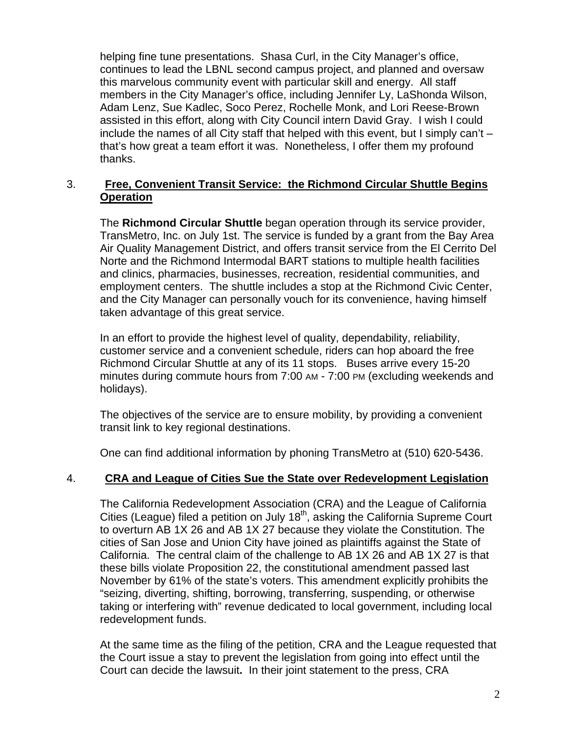helping fine tune presentations. Shasa Curl, in the City Manager's office, continues to lead the LBNL second campus project, and planned and oversaw this marvelous community event with particular skill and energy. All staff members in the City Manager's office, including Jennifer Ly, LaShonda Wilson, Adam Lenz, Sue Kadlec, Soco Perez, Rochelle Monk, and Lori Reese-Brown assisted in this effort, along with City Council intern David Gray. I wish I could include the names of all City staff that helped with this event, but I simply can't – that's how great a team effort it was. Nonetheless, I offer them my profound thanks.

3. **Free, Convenient Transit Service: the Richmond Circular Shuttle Begins Operation**

The **Richmond Circular Shuttle** began operation through its service provider, TransMetro, Inc. on July 1st. The service is funded by a grant from the Bay Area Air Quality Management District, and offers transit service from the El Cerrito Del Norte and the Richmond Intermodal BART stations to multiple health facilities and clinics, pharmacies, businesses, recreation, residential communities, and employment centers. The shuttle includes a stop at the Richmond Civic Center, and the City Manager can personally vouch for its convenience, having himself taken advantage of this great service.

In an effort to provide the highest level of quality, dependability, reliability, customer service and a convenient schedule, riders can hop aboard the free Richmond Circular Shuttle at any of its 11 stops. Buses arrive every 15-20 minutes during commute hours from 7:00 AM - 7:00 PM (excluding weekends and holidays).

The objectives of the service are to ensure mobility, by providing a convenient transit link to key regional destinations.

One can find additional information by phoning TransMetro at (510) 620-5436.

4. **CRA and League of Cities Sue the State over Redevelopment Legislation**

The California Redevelopment Association (CRA) and the League of California Cities (League) filed a petition on July 18th, asking the California Supreme Court to overturn AB 1X 26 and AB 1X 27 because they violate the Constitution. The cities of San Jose and Union City have joined as plaintiffs against the State of California. The central claim of the challenge to AB 1X 26 and AB 1X 27 is that these bills violate Proposition 22, the constitutional amendment passed last November by 61% of the state's voters. This amendment explicitly prohibits the "seizing, diverting, shifting, borrowing, transferring, suspending, or otherwise taking or interfering with" revenue dedicated to local government, including local redevelopment funds.

At the same time as the filing of the petition, CRA and the League requested that the Court issue a stay to prevent the legislation from going into effect until the Court can decide the lawsuit**.** In their joint statement to the press, CRA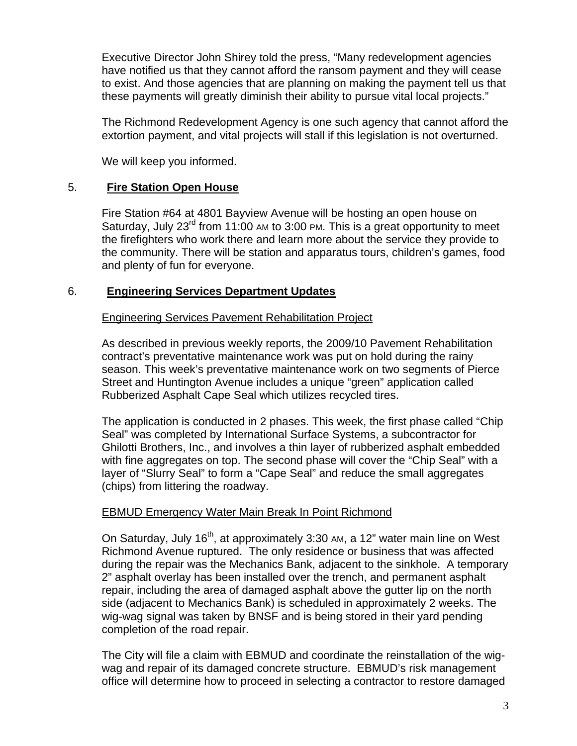Executive Director John Shirey told the press, "Many redevelopment agencies have notified us that they cannot afford the ransom payment and they will cease to exist. And those agencies that are planning on making the payment tell us that these payments will greatly diminish their ability to pursue vital local projects."

The Richmond Redevelopment Agency is one such agency that cannot afford the extortion payment, and vital projects will stall if this legislation is not overturned.

We will keep you informed.

## 5. **Fire Station Open House**

Fire Station #64 at 4801 Bayview Avenue will be hosting an open house on Saturday, July 23rd from 11:00 AM to 3:00 PM. This is a great opportunity to meet the firefighters who work there and learn more about the service they provide to the community. There will be station and apparatus tours, children's games, food and plenty of fun for everyone.

## 6. **Engineering Services Department Updates**

Engineering Services Pavement Rehabilitation Project

As described in previous weekly reports, the 2009/10 Pavement Rehabilitation contract's preventative maintenance work was put on hold during the rainy season. This week's preventative maintenance work on two segments of Pierce Street and Huntington Avenue includes a unique "green" application called Rubberized Asphalt Cape Seal which utilizes recycled tires.

The application is conducted in 2 phases. This week, the first phase called "Chip Seal" was completed by International Surface Systems, a subcontractor for Ghilotti Brothers, Inc., and involves a thin layer of rubberized asphalt embedded with fine aggregates on top. The second phase will cover the "Chip Seal" with a layer of "Slurry Seal" to form a "Cape Seal" and reduce the small aggregates (chips) from littering the roadway.

EBMUD Emergency Water Main Break In Point Richmond

On Saturday, July 16th, at approximately 3:30 AM, a 12" water main line on West Richmond Avenue ruptured. The only residence or business that was affected during the repair was the Mechanics Bank, adjacent to the sinkhole. A temporary 2" asphalt overlay has been installed over the trench, and permanent asphalt repair, including the area of damaged asphalt above the gutter lip on the north side (adjacent to Mechanics Bank) is scheduled in approximately 2 weeks. The wig-wag signal was taken by BNSF and is being stored in their yard pending completion of the road repair.

The City will file a claim with EBMUD and coordinate the reinstallation of the wig-wag and repair of its damaged concrete structure. EBMUD's risk management office will determine how to proceed in selecting a contractor to restore damaged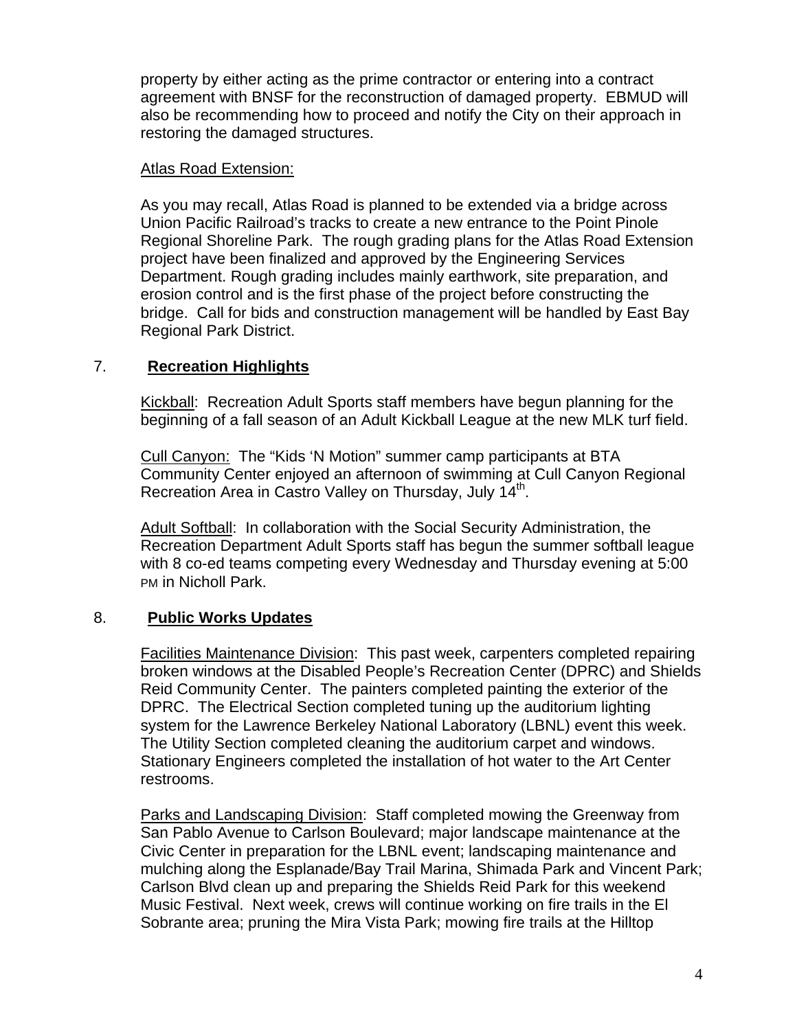property by either acting as the prime contractor or entering into a contract agreement with BNSF for the reconstruction of damaged property. EBMUD will also be recommending how to proceed and notify the City on their approach in restoring the damaged structures.

Atlas Road Extension:

As you may recall, Atlas Road is planned to be extended via a bridge across Union Pacific Railroad's tracks to create a new entrance to the Point Pinole Regional Shoreline Park. The rough grading plans for the Atlas Road Extension project have been finalized and approved by the Engineering Services Department. Rough grading includes mainly earthwork, site preparation, and erosion control and is the first phase of the project before constructing the bridge. Call for bids and construction management will be handled by East Bay Regional Park District.

## 7. **Recreation Highlights**

Kickball: Recreation Adult Sports staff members have begun planning for the beginning of a fall season of an Adult Kickball League at the new MLK turf field.

Cull Canyon: The "Kids 'N Motion" summer camp participants at BTA Community Center enjoyed an afternoon of swimming at Cull Canyon Regional Recreation Area in Castro Valley on Thursday, July 14th.

Adult Softball: In collaboration with the Social Security Administration, the Recreation Department Adult Sports staff has begun the summer softball league with 8 co-ed teams competing every Wednesday and Thursday evening at 5:00 PM in Nicholl Park.

## 8. **Public Works Updates**

Facilities Maintenance Division: This past week, carpenters completed repairing broken windows at the Disabled People's Recreation Center (DPRC) and Shields Reid Community Center. The painters completed painting the exterior of the DPRC. The Electrical Section completed tuning up the auditorium lighting system for the Lawrence Berkeley National Laboratory (LBNL) event this week. The Utility Section completed cleaning the auditorium carpet and windows. Stationary Engineers completed the installation of hot water to the Art Center restrooms.

Parks and Landscaping Division: Staff completed mowing the Greenway from San Pablo Avenue to Carlson Boulevard; major landscape maintenance at the Civic Center in preparation for the LBNL event; landscaping maintenance and mulching along the Esplanade/Bay Trail Marina, Shimada Park and Vincent Park; Carlson Blvd clean up and preparing the Shields Reid Park for this weekend Music Festival. Next week, crews will continue working on fire trails in the El Sobrante area; pruning the Mira Vista Park; mowing fire trails at the Hilltop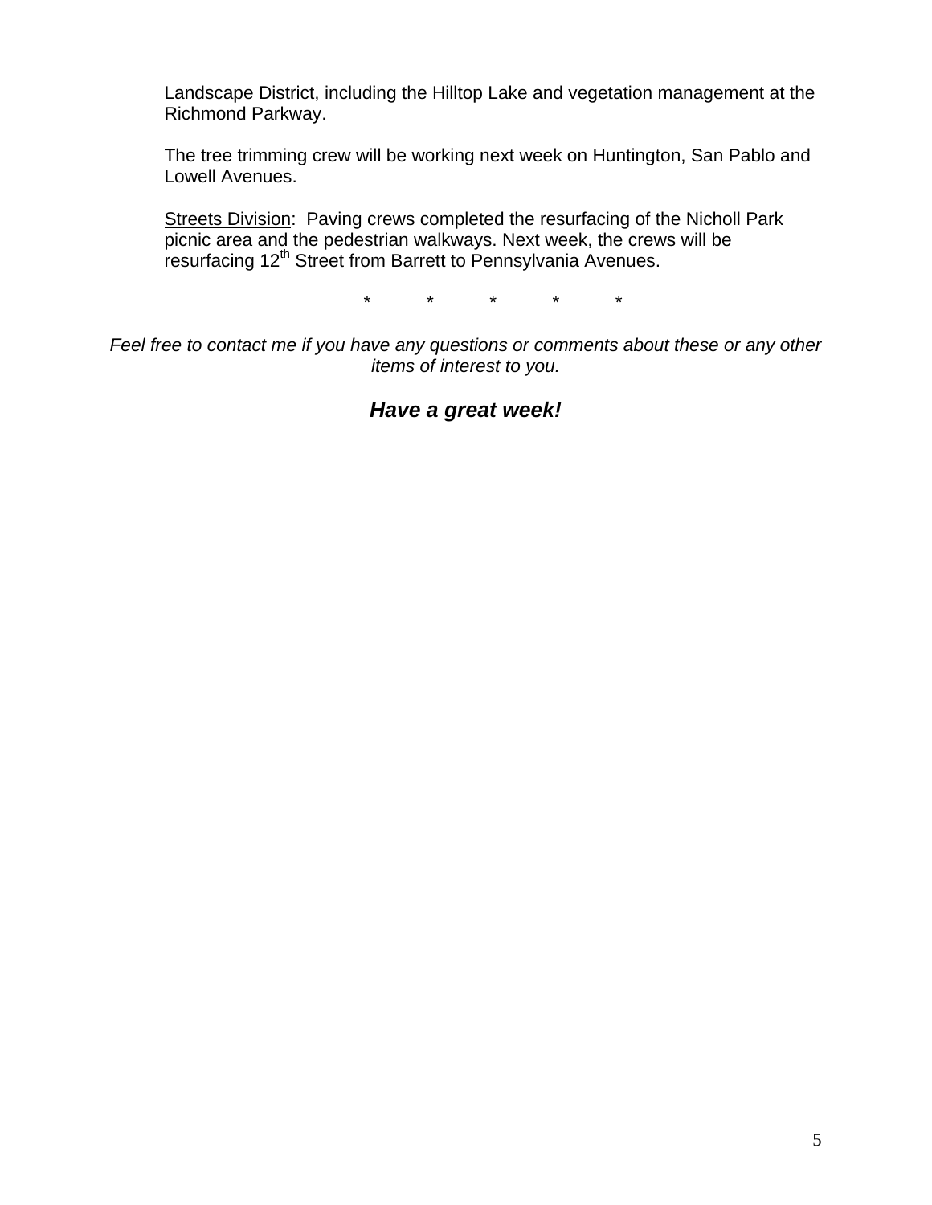Landscape District, including the Hilltop Lake and vegetation management at the Richmond Parkway.

The tree trimming crew will be working next week on Huntington, San Pablo and Lowell Avenues.

<u>Streets Division</u>: Paving crews completed the resurfacing of the Nicholl Park picnic area and the pedestrian walkways. Next week, the crews will be resurfacing 12th Street from Barrett to Pennsylvania Avenues.

\* \* \* \* \*

*Feel free to contact me if you have any questions or comments about these or any other items of interest to you.*

***Have a great week!***